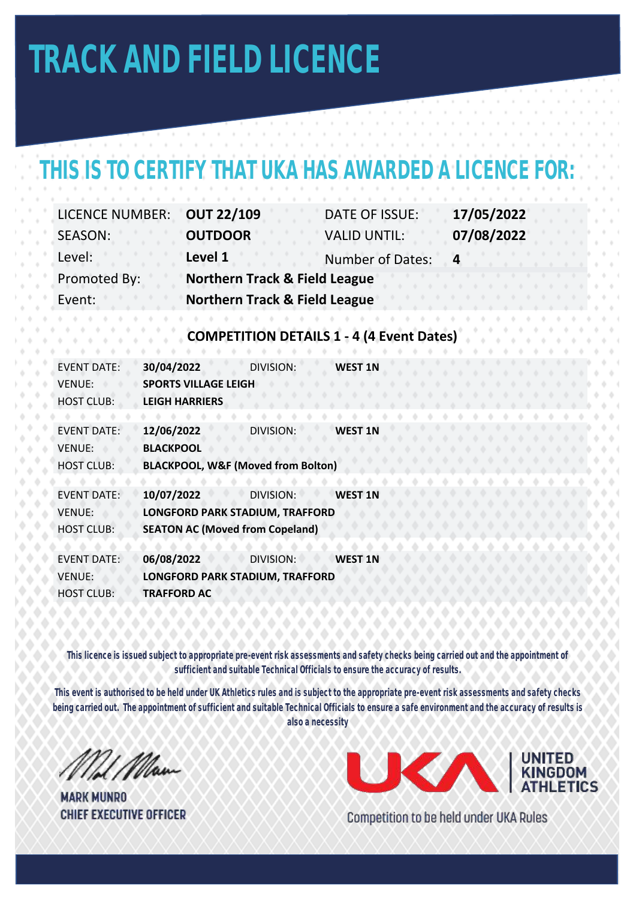# TRACK AND FIELD LICENCE

## THIS IS TO CERTIFY THAT UKA HAS AWARDED A LICENCE FOR:

| | | | |
|---|---|---|---|
| LICENCE NUMBER: | **OUT 22/109** | DATE OF ISSUE: | **17/05/2022** |
| SEASON: | **OUTDOOR** | VALID UNTIL: | **07/08/2022** |
| Level: | **Level 1** | Number of Dates: | **4** |
| Promoted By: | **Northern Track & Field League** | | |
| Event: | **Northern Track & Field League** | | |

### COMPETITION DETAILS 1 - 4 (4 Event Dates)

| | | | |
|---|---|---|---|
| EVENT DATE: | **30/04/2022** | DIVISION: | **WEST 1N** |
| VENUE: | **SPORTS VILLAGE LEIGH** | | |
| HOST CLUB: | **LEIGH HARRIERS** | | |

| | | | |
|---|---|---|---|
| EVENT DATE: | **12/06/2022** | DIVISION: | **WEST 1N** |
| VENUE: | **BLACKPOOL** | | |
| HOST CLUB: | **BLACKPOOL, W&F (Moved from Bolton)** | | |

| | | | |
|---|---|---|---|
| EVENT DATE: | **10/07/2022** | DIVISION: | **WEST 1N** |
| VENUE: | **LONGFORD PARK STADIUM, TRAFFORD** | | |
| HOST CLUB: | **SEATON AC (Moved from Copeland)** | | |

| | | | |
|---|---|---|---|
| EVENT DATE: | **06/08/2022** | DIVISION: | **WEST 1N** |
| VENUE: | **LONGFORD PARK STADIUM, TRAFFORD** | | |
| HOST CLUB: | **TRAFFORD AC** | | |

**This licence is issued subject to appropriate pre-event risk assessments and safety checks being carried out and the appointment of sufficient and suitable Technical Officials to ensure the accuracy of results.**

**This event is authorised to be held under UK Athletics rules and is subject to the appropriate pre-event risk assessments and safety checks being carried out. The appointment of sufficient and suitable Technical Officials to ensure a safe environment and the accuracy of results is also a necessity**

**MARK MUNRO**
**CHIEF EXECUTIVE OFFICER**

UKA UNITED KINGDOM ATHLETICS

Competition to be held under UKA Rules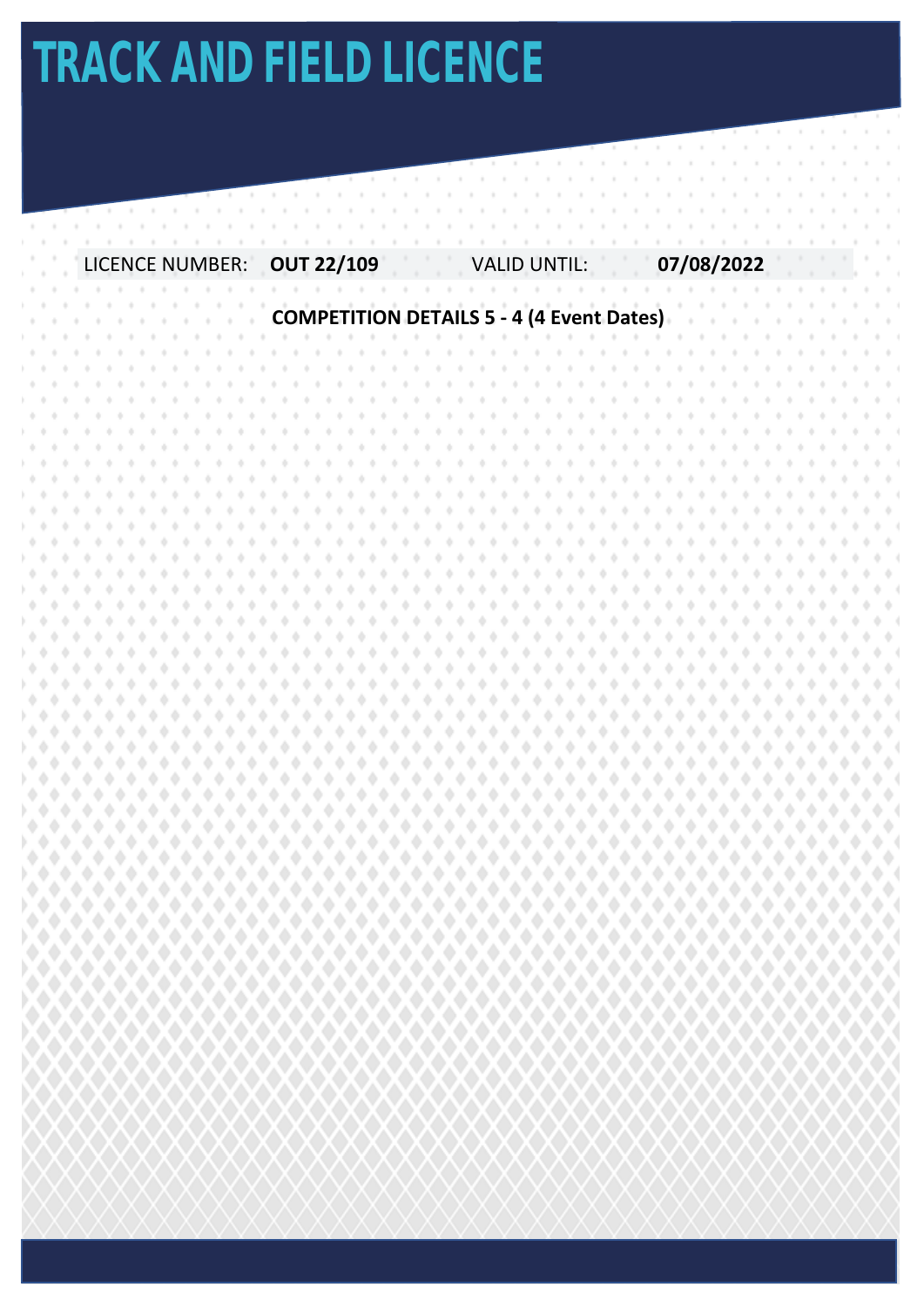# TRACK AND FIELD LICENCE

| LICENCE NUMBER: | OUT 22/109 | VALID UNTIL: | 07/08/2022 |
| --- | --- | --- | --- |

**COMPETITION DETAILS 5 - 4 (4 Event Dates)**